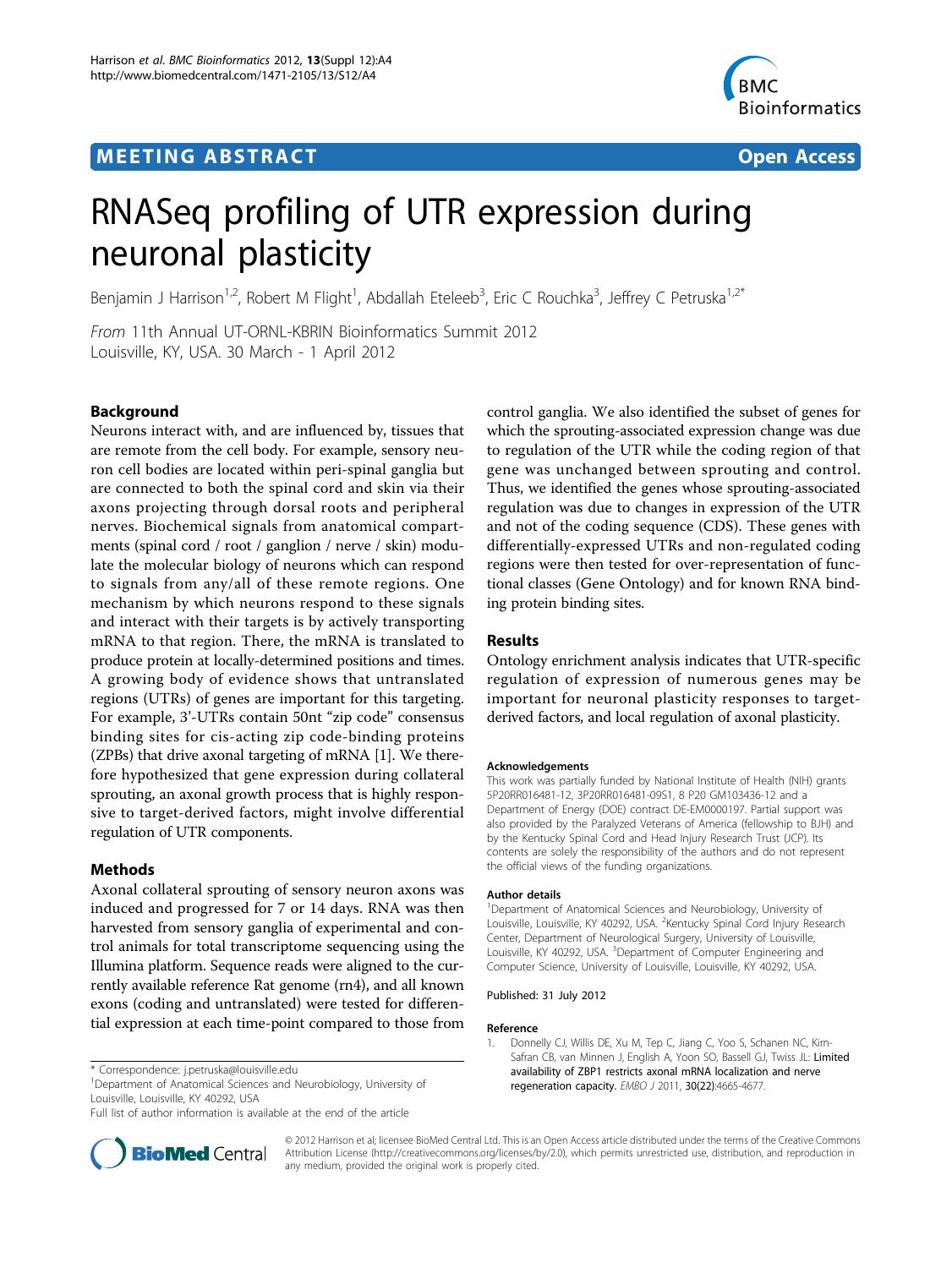**MEETING ABSTRACT** **Open Access**

# RNASeq profiling of UTR expression during neuronal plasticity

Benjamin J Harrison[1,2], Robert M Flight[1], Abdallah Eteleeb[3], Eric C Rouchka[3], Jeffrey C Petruska[1,2*]

*From* 11th Annual UT-ORNL-KBRIN Bioinformatics Summit 2012
Louisville, KY, USA. 30 March - 1 April 2012

## Background

Neurons interact with, and are influenced by, tissues that are remote from the cell body. For example, sensory neuron cell bodies are located within peri-spinal ganglia but are connected to both the spinal cord and skin via their axons projecting through dorsal roots and peripheral nerves. Biochemical signals from anatomical compartments (spinal cord / root / ganglion / nerve / skin) modulate the molecular biology of neurons which can respond to signals from any/all of these remote regions. One mechanism by which neurons respond to these signals and interact with their targets is by actively transporting mRNA to that region. There, the mRNA is translated to produce protein at locally-determined positions and times. A growing body of evidence shows that untranslated regions (UTRs) of genes are important for this targeting. For example, 3'-UTRs contain 50nt "zip code" consensus binding sites for cis-acting zip code-binding proteins (ZPBs) that drive axonal targeting of mRNA [1]. We therefore hypothesized that gene expression during collateral sprouting, an axonal growth process that is highly responsive to target-derived factors, might involve differential regulation of UTR components.

## Methods

Axonal collateral sprouting of sensory neuron axons was induced and progressed for 7 or 14 days. RNA was then harvested from sensory ganglia of experimental and control animals for total transcriptome sequencing using the Illumina platform. Sequence reads were aligned to the currently available reference Rat genome (rn4), and all known exons (coding and untranslated) were tested for differential expression at each time-point compared to those from control ganglia. We also identified the subset of genes for which the sprouting-associated expression change was due to regulation of the UTR while the coding region of that gene was unchanged between sprouting and control. Thus, we identified the genes whose sprouting-associated regulation was due to changes in expression of the UTR and not of the coding sequence (CDS). These genes with differentially-expressed UTRs and non-regulated coding regions were then tested for over-representation of functional classes (Gene Ontology) and for known RNA binding protein binding sites.

## Results

Ontology enrichment analysis indicates that UTR-specific regulation of expression of numerous genes may be important for neuronal plasticity responses to target-derived factors, and local regulation of axonal plasticity.

#### Acknowledgements

This work was partially funded by National Institute of Health (NIH) grants 5P20RR016481-12, 3P20RR016481-09S1, 8 P20 GM103436-12 and a Department of Energy (DOE) contract DE-EM0000197. Partial support was also provided by the Paralyzed Veterans of America (fellowship to BJH) and by the Kentucky Spinal Cord and Head Injury Research Trust (JCP). Its contents are solely the responsibility of the authors and do not represent the official views of the funding organizations.

#### Author details

[1]Department of Anatomical Sciences and Neurobiology, University of Louisville, Louisville, KY 40292, USA. [2]Kentucky Spinal Cord Injury Research Center, Department of Neurological Surgery, University of Louisville, Louisville, KY 40292, USA. [3]Department of Computer Engineering and Computer Science, University of Louisville, Louisville, KY 40292, USA.

Published: 31 July 2012

#### Reference

1. Donnelly CJ, Willis DE, Xu M, Tep C, Jiang C, Yoo S, Schanen NC, Kirn-Safran CB, van Minnen J, English A, Yoon SO, Bassell GJ, Twiss JL: **Limited availability of ZBP1 restricts axonal mRNA localization and nerve regeneration capacity.** *EMBO J* 2011, **30(22)**:4665-4677.

\* Correspondence: j.petruska@louisville.edu
[1]Department of Anatomical Sciences and Neurobiology, University of Louisville, Louisville, KY 40292, USA
Full list of author information is available at the end of the article

© 2012 Harrison et al; licensee BioMed Central Ltd. This is an Open Access article distributed under the terms of the Creative Commons Attribution License (http://creativecommons.org/licenses/by/2.0), which permits unrestricted use, distribution, and reproduction in any medium, provided the original work is properly cited.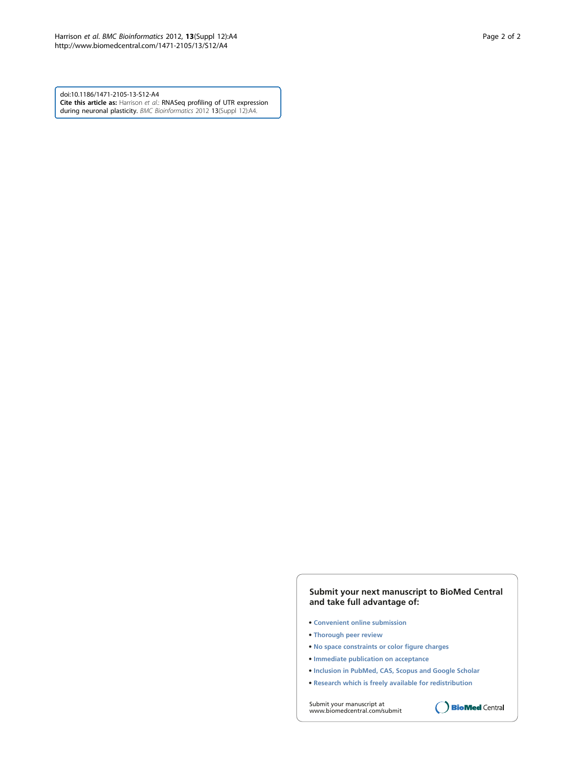doi:10.1186/1471-2105-13-S12-A4

**Cite this article as:** Harrison *et al.*: RNASeq profiling of UTR expression during neuronal plasticity. *BMC Bioinformatics* 2012 **13**(Suppl 12):A4.

**Submit your next manuscript to BioMed Central and take full advantage of:**

- **Convenient online submission**
- **Thorough peer review**
- **No space constraints or color figure charges**
- **Immediate publication on acceptance**
- **Inclusion in PubMed, CAS, Scopus and Google Scholar**
- **Research which is freely available for redistribution**

Submit your manuscript at
www.biomedcentral.com/submit

BioMed Central